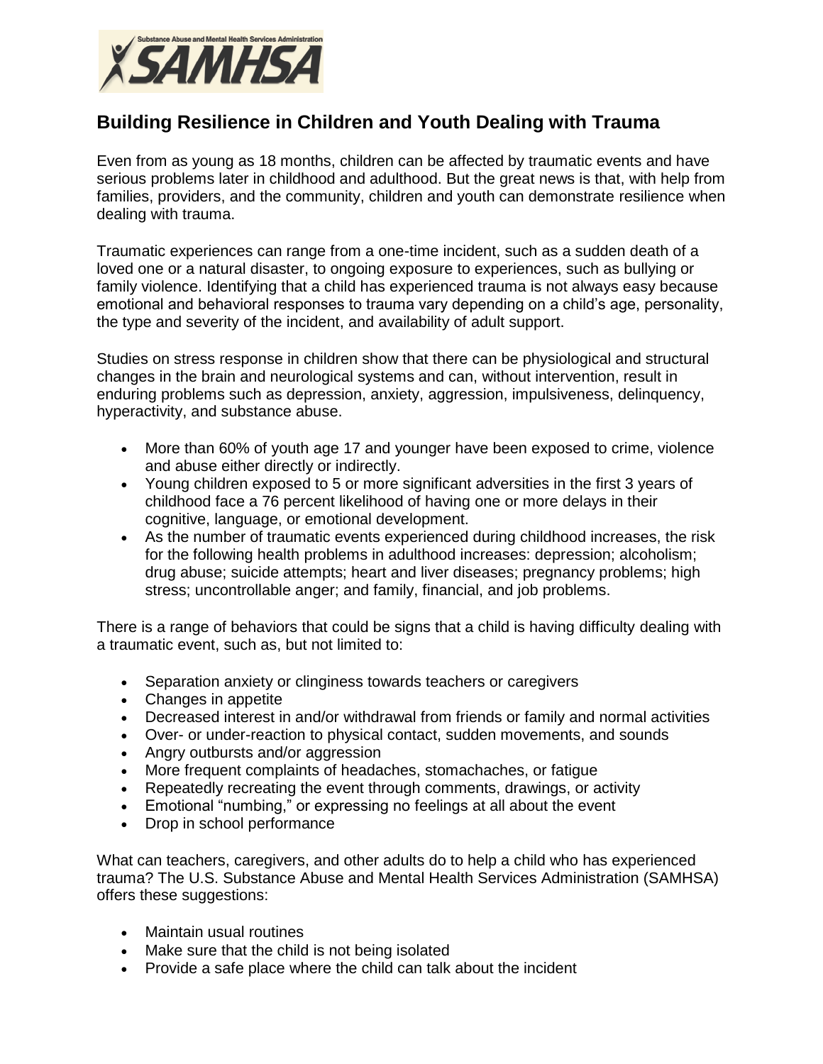# Building Resilience in Children and Youth Dealing with Trauma

Even from as young as 18 months, children can be affected by traumatic events and have serious problems later in childhood and adulthood. But the great news is that, with help from families, providers, and the community, children and youth can demonstrate resilience when dealing with trauma.

Traumatic experiences can range from a one-time incident, such as a sudden death of a loved one or a natural disaster, to ongoing exposure to experiences, such as bullying or family violence. Identifying that a child has experienced trauma is not always easy because emotional and behavioral responses to trauma vary depending on a child's age, personality, the type and severity of the incident, and availability of adult support.

Studies on stress response in children show that there can be physiological and structural changes in the brain and neurological systems and can, without intervention, result in enduring problems such as depression, anxiety, aggression, impulsiveness, delinquency, hyperactivity, and substance abuse.

- More than 60% of youth age 17 and younger have been exposed to crime, violence and abuse either directly or indirectly.
- Young children exposed to 5 or more significant adversities in the first 3 years of childhood face a 76 percent likelihood of having one or more delays in their cognitive, language, or emotional development.
- As the number of traumatic events experienced during childhood increases, the risk for the following health problems in adulthood increases: depression; alcoholism; drug abuse; suicide attempts; heart and liver diseases; pregnancy problems; high stress; uncontrollable anger; and family, financial, and job problems.

There is a range of behaviors that could be signs that a child is having difficulty dealing with a traumatic event, such as, but not limited to:

- Separation anxiety or clinginess towards teachers or caregivers
- Changes in appetite
- Decreased interest in and/or withdrawal from friends or family and normal activities
- Over- or under-reaction to physical contact, sudden movements, and sounds
- Angry outbursts and/or aggression
- More frequent complaints of headaches, stomachaches, or fatigue
- Repeatedly recreating the event through comments, drawings, or activity
- Emotional "numbing," or expressing no feelings at all about the event
- Drop in school performance

What can teachers, caregivers, and other adults do to help a child who has experienced trauma? The U.S. Substance Abuse and Mental Health Services Administration (SAMHSA) offers these suggestions:

- Maintain usual routines
- Make sure that the child is not being isolated
- Provide a safe place where the child can talk about the incident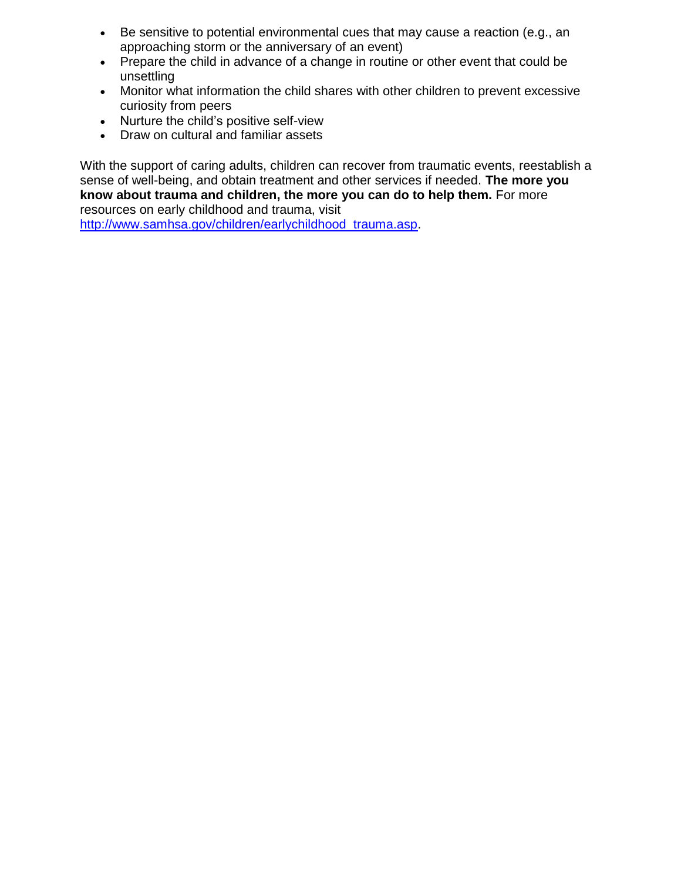- Be sensitive to potential environmental cues that may cause a reaction (e.g., an approaching storm or the anniversary of an event)
- Prepare the child in advance of a change in routine or other event that could be unsettling
- Monitor what information the child shares with other children to prevent excessive curiosity from peers
- Nurture the child's positive self-view
- Draw on cultural and familiar assets

With the support of caring adults, children can recover from traumatic events, reestablish a sense of well-being, and obtain treatment and other services if needed. **The more you know about trauma and children, the more you can do to help them.** For more resources on early childhood and trauma, visit [http://www.samhsa.gov/children/earlychildhood_trauma.asp](http://www.samhsa.gov/children/earlychildhood_trauma.asp).